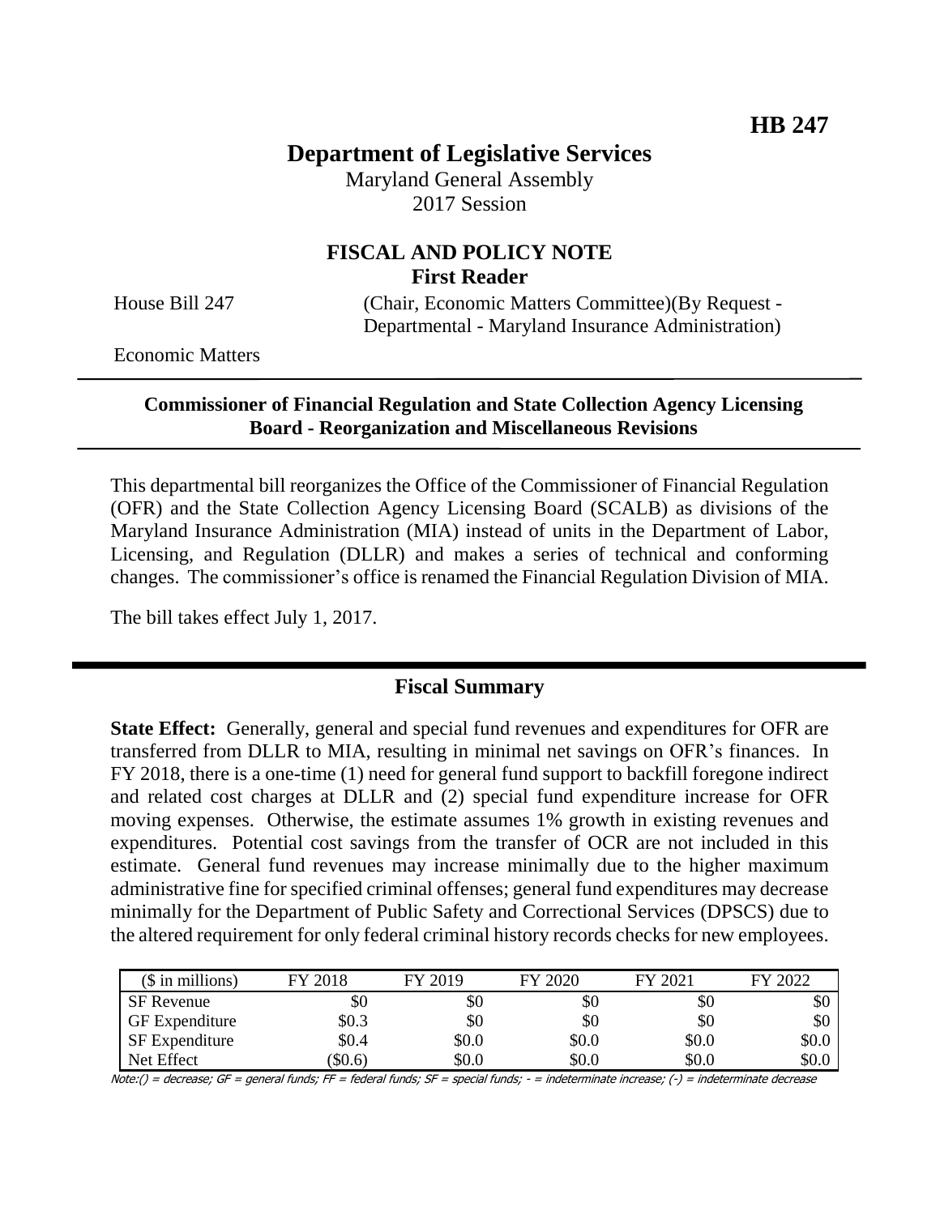**HB 247**

# Department of Legislative Services

Maryland General Assembly
2017 Session

## FISCAL AND POLICY NOTE
**First Reader**

House Bill 247 (Chair, Economic Matters Committee)(By Request - Departmental - Maryland Insurance Administration)

Economic Matters

**Commissioner of Financial Regulation and State Collection Agency Licensing Board - Reorganization and Miscellaneous Revisions**

This departmental bill reorganizes the Office of the Commissioner of Financial Regulation (OFR) and the State Collection Agency Licensing Board (SCALB) as divisions of the Maryland Insurance Administration (MIA) instead of units in the Department of Labor, Licensing, and Regulation (DLLR) and makes a series of technical and conforming changes. The commissioner's office is renamed the Financial Regulation Division of MIA.

The bill takes effect July 1, 2017.

## Fiscal Summary

**State Effect:** Generally, general and special fund revenues and expenditures for OFR are transferred from DLLR to MIA, resulting in minimal net savings on OFR's finances. In FY 2018, there is a one-time (1) need for general fund support to backfill foregone indirect and related cost charges at DLLR and (2) special fund expenditure increase for OFR moving expenses. Otherwise, the estimate assumes 1% growth in existing revenues and expenditures. Potential cost savings from the transfer of OCR are not included in this estimate. General fund revenues may increase minimally due to the higher maximum administrative fine for specified criminal offenses; general fund expenditures may decrease minimally for the Department of Public Safety and Correctional Services (DPSCS) due to the altered requirement for only federal criminal history records checks for new employees.

| ($ in millions) | FY 2018 | FY 2019 | FY 2020 | FY 2021 | FY 2022 |
|---|---|---|---|---|---|
| SF Revenue | $0 | $0 | $0 | $0 | $0 |
| GF Expenditure | $0.3 | $0 | $0 | $0 | $0 |
| SF Expenditure | $0.4 | $0.0 | $0.0 | $0.0 | $0.0 |
| Net Effect | ($0.6) | $0.0 | $0.0 | $0.0 | $0.0 |

Note:() = decrease; GF = general funds; FF = federal funds; SF = special funds; - = indeterminate increase; (-) = indeterminate decrease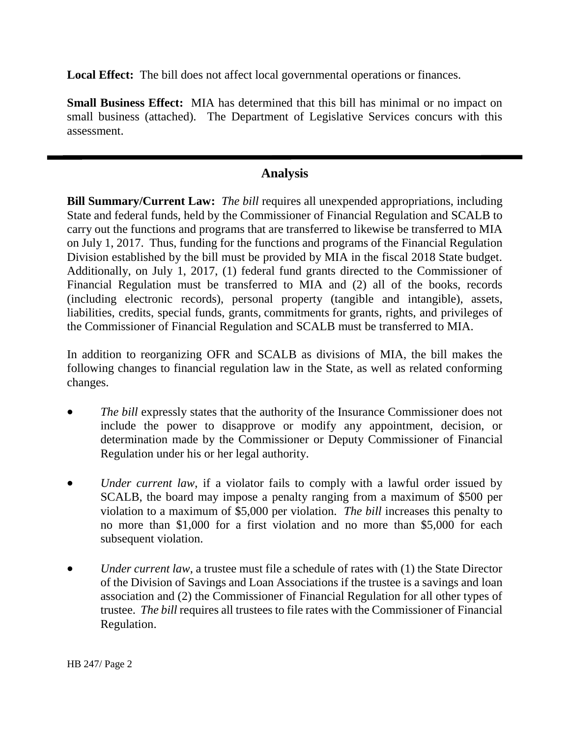**Local Effect:** The bill does not affect local governmental operations or finances.

**Small Business Effect:** MIA has determined that this bill has minimal or no impact on small business (attached). The Department of Legislative Services concurs with this assessment.

---

## Analysis

**Bill Summary/Current Law:** *The bill* requires all unexpended appropriations, including State and federal funds, held by the Commissioner of Financial Regulation and SCALB to carry out the functions and programs that are transferred to likewise be transferred to MIA on July 1, 2017. Thus, funding for the functions and programs of the Financial Regulation Division established by the bill must be provided by MIA in the fiscal 2018 State budget. Additionally, on July 1, 2017, (1) federal fund grants directed to the Commissioner of Financial Regulation must be transferred to MIA and (2) all of the books, records (including electronic records), personal property (tangible and intangible), assets, liabilities, credits, special funds, grants, commitments for grants, rights, and privileges of the Commissioner of Financial Regulation and SCALB must be transferred to MIA.

In addition to reorganizing OFR and SCALB as divisions of MIA, the bill makes the following changes to financial regulation law in the State, as well as related conforming changes.

- *The bill* expressly states that the authority of the Insurance Commissioner does not include the power to disapprove or modify any appointment, decision, or determination made by the Commissioner or Deputy Commissioner of Financial Regulation under his or her legal authority.
- *Under current law*, if a violator fails to comply with a lawful order issued by SCALB, the board may impose a penalty ranging from a maximum of $500 per violation to a maximum of $5,000 per violation. *The bill* increases this penalty to no more than $1,000 for a first violation and no more than $5,000 for each subsequent violation.
- *Under current law*, a trustee must file a schedule of rates with (1) the State Director of the Division of Savings and Loan Associations if the trustee is a savings and loan association and (2) the Commissioner of Financial Regulation for all other types of trustee. *The bill* requires all trustees to file rates with the Commissioner of Financial Regulation.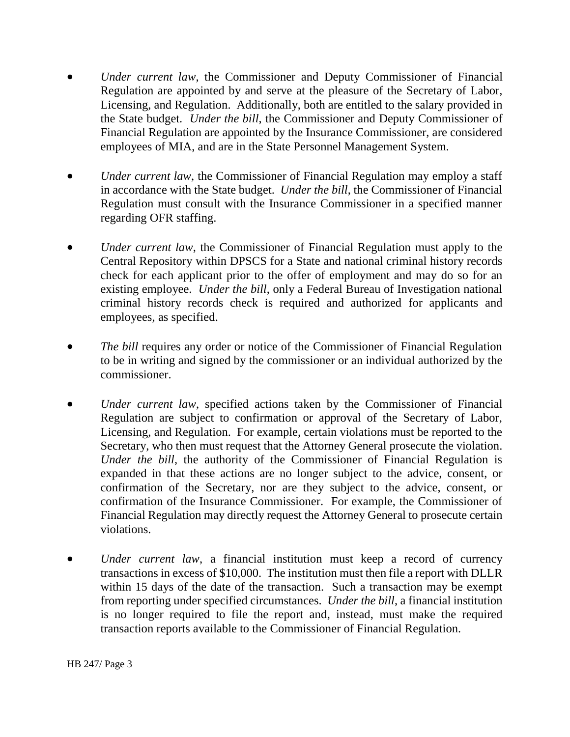- *Under current law*, the Commissioner and Deputy Commissioner of Financial Regulation are appointed by and serve at the pleasure of the Secretary of Labor, Licensing, and Regulation. Additionally, both are entitled to the salary provided in the State budget. *Under the bill*, the Commissioner and Deputy Commissioner of Financial Regulation are appointed by the Insurance Commissioner, are considered employees of MIA, and are in the State Personnel Management System.

- *Under current law*, the Commissioner of Financial Regulation may employ a staff in accordance with the State budget. *Under the bill*, the Commissioner of Financial Regulation must consult with the Insurance Commissioner in a specified manner regarding OFR staffing.

- *Under current law*, the Commissioner of Financial Regulation must apply to the Central Repository within DPSCS for a State and national criminal history records check for each applicant prior to the offer of employment and may do so for an existing employee. *Under the bill*, only a Federal Bureau of Investigation national criminal history records check is required and authorized for applicants and employees, as specified.

- *The bill* requires any order or notice of the Commissioner of Financial Regulation to be in writing and signed by the commissioner or an individual authorized by the commissioner.

- *Under current law*, specified actions taken by the Commissioner of Financial Regulation are subject to confirmation or approval of the Secretary of Labor, Licensing, and Regulation. For example, certain violations must be reported to the Secretary, who then must request that the Attorney General prosecute the violation. *Under the bill*, the authority of the Commissioner of Financial Regulation is expanded in that these actions are no longer subject to the advice, consent, or confirmation of the Secretary, nor are they subject to the advice, consent, or confirmation of the Insurance Commissioner. For example, the Commissioner of Financial Regulation may directly request the Attorney General to prosecute certain violations.

- *Under current law*, a financial institution must keep a record of currency transactions in excess of $10,000. The institution must then file a report with DLLR within 15 days of the date of the transaction. Such a transaction may be exempt from reporting under specified circumstances. *Under the bill*, a financial institution is no longer required to file the report and, instead, must make the required transaction reports available to the Commissioner of Financial Regulation.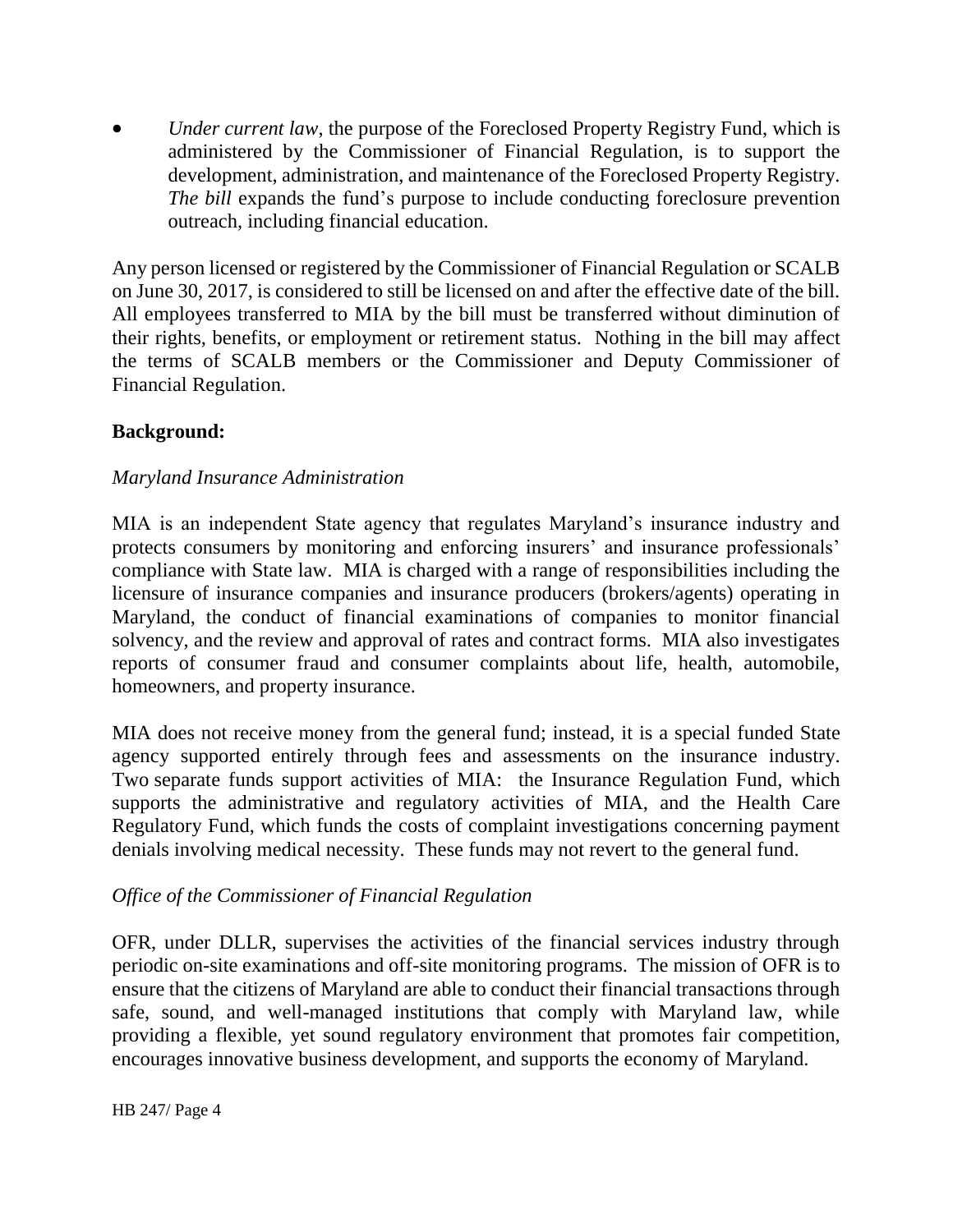- *Under current law*, the purpose of the Foreclosed Property Registry Fund, which is administered by the Commissioner of Financial Regulation, is to support the development, administration, and maintenance of the Foreclosed Property Registry. *The bill* expands the fund's purpose to include conducting foreclosure prevention outreach, including financial education.

Any person licensed or registered by the Commissioner of Financial Regulation or SCALB on June 30, 2017, is considered to still be licensed on and after the effective date of the bill. All employees transferred to MIA by the bill must be transferred without diminution of their rights, benefits, or employment or retirement status. Nothing in the bill may affect the terms of SCALB members or the Commissioner and Deputy Commissioner of Financial Regulation.

**Background:**

*Maryland Insurance Administration*

MIA is an independent State agency that regulates Maryland's insurance industry and protects consumers by monitoring and enforcing insurers' and insurance professionals' compliance with State law. MIA is charged with a range of responsibilities including the licensure of insurance companies and insurance producers (brokers/agents) operating in Maryland, the conduct of financial examinations of companies to monitor financial solvency, and the review and approval of rates and contract forms. MIA also investigates reports of consumer fraud and consumer complaints about life, health, automobile, homeowners, and property insurance.

MIA does not receive money from the general fund; instead, it is a special funded State agency supported entirely through fees and assessments on the insurance industry. Two separate funds support activities of MIA: the Insurance Regulation Fund, which supports the administrative and regulatory activities of MIA, and the Health Care Regulatory Fund, which funds the costs of complaint investigations concerning payment denials involving medical necessity. These funds may not revert to the general fund.

*Office of the Commissioner of Financial Regulation*

OFR, under DLLR, supervises the activities of the financial services industry through periodic on-site examinations and off-site monitoring programs. The mission of OFR is to ensure that the citizens of Maryland are able to conduct their financial transactions through safe, sound, and well-managed institutions that comply with Maryland law, while providing a flexible, yet sound regulatory environment that promotes fair competition, encourages innovative business development, and supports the economy of Maryland.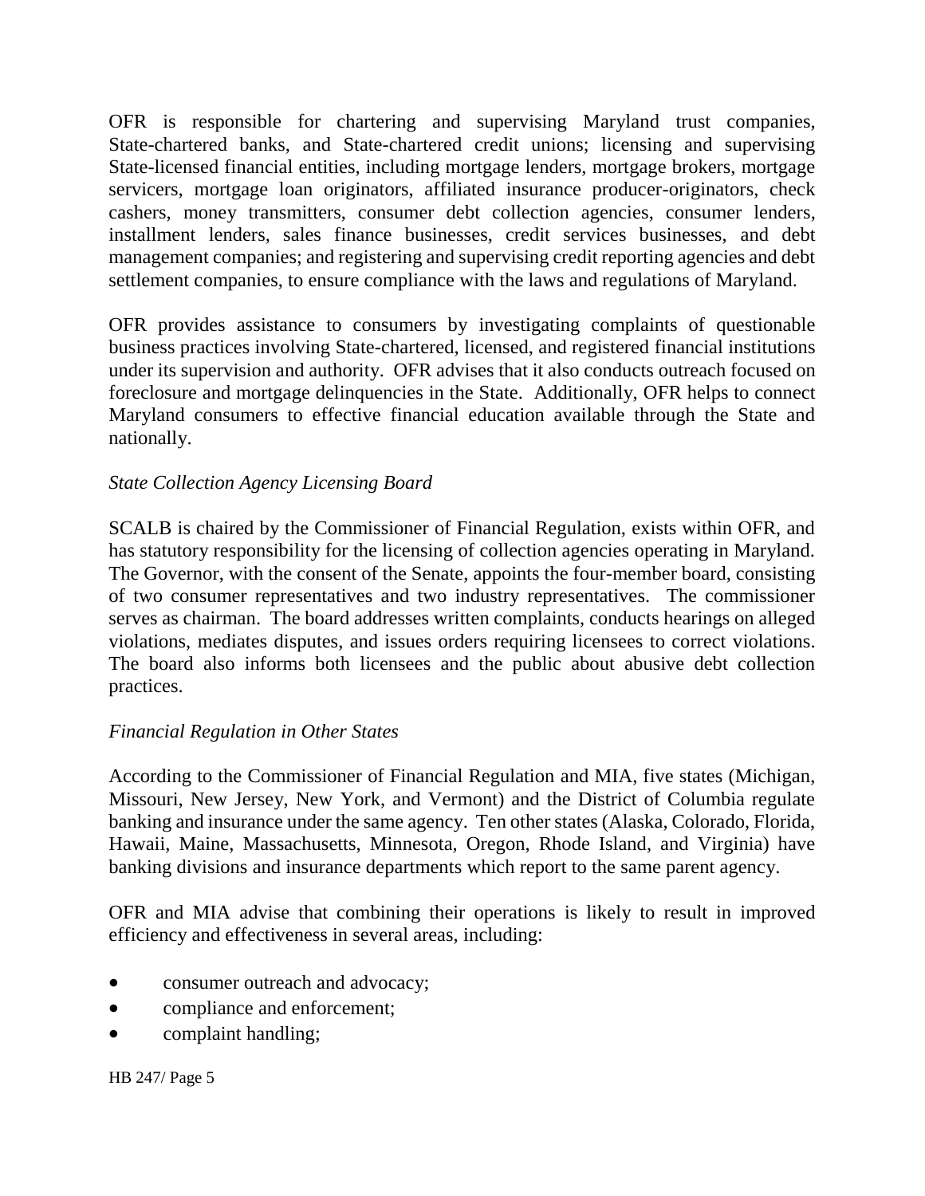OFR is responsible for chartering and supervising Maryland trust companies, State-chartered banks, and State-chartered credit unions; licensing and supervising State-licensed financial entities, including mortgage lenders, mortgage brokers, mortgage servicers, mortgage loan originators, affiliated insurance producer-originators, check cashers, money transmitters, consumer debt collection agencies, consumer lenders, installment lenders, sales finance businesses, credit services businesses, and debt management companies; and registering and supervising credit reporting agencies and debt settlement companies, to ensure compliance with the laws and regulations of Maryland.

OFR provides assistance to consumers by investigating complaints of questionable business practices involving State-chartered, licensed, and registered financial institutions under its supervision and authority. OFR advises that it also conducts outreach focused on foreclosure and mortgage delinquencies in the State. Additionally, OFR helps to connect Maryland consumers to effective financial education available through the State and nationally.

*State Collection Agency Licensing Board*

SCALB is chaired by the Commissioner of Financial Regulation, exists within OFR, and has statutory responsibility for the licensing of collection agencies operating in Maryland. The Governor, with the consent of the Senate, appoints the four-member board, consisting of two consumer representatives and two industry representatives. The commissioner serves as chairman. The board addresses written complaints, conducts hearings on alleged violations, mediates disputes, and issues orders requiring licensees to correct violations. The board also informs both licensees and the public about abusive debt collection practices.

*Financial Regulation in Other States*

According to the Commissioner of Financial Regulation and MIA, five states (Michigan, Missouri, New Jersey, New York, and Vermont) and the District of Columbia regulate banking and insurance under the same agency. Ten other states (Alaska, Colorado, Florida, Hawaii, Maine, Massachusetts, Minnesota, Oregon, Rhode Island, and Virginia) have banking divisions and insurance departments which report to the same parent agency.

OFR and MIA advise that combining their operations is likely to result in improved efficiency and effectiveness in several areas, including:

- consumer outreach and advocacy;
- compliance and enforcement;
- complaint handling;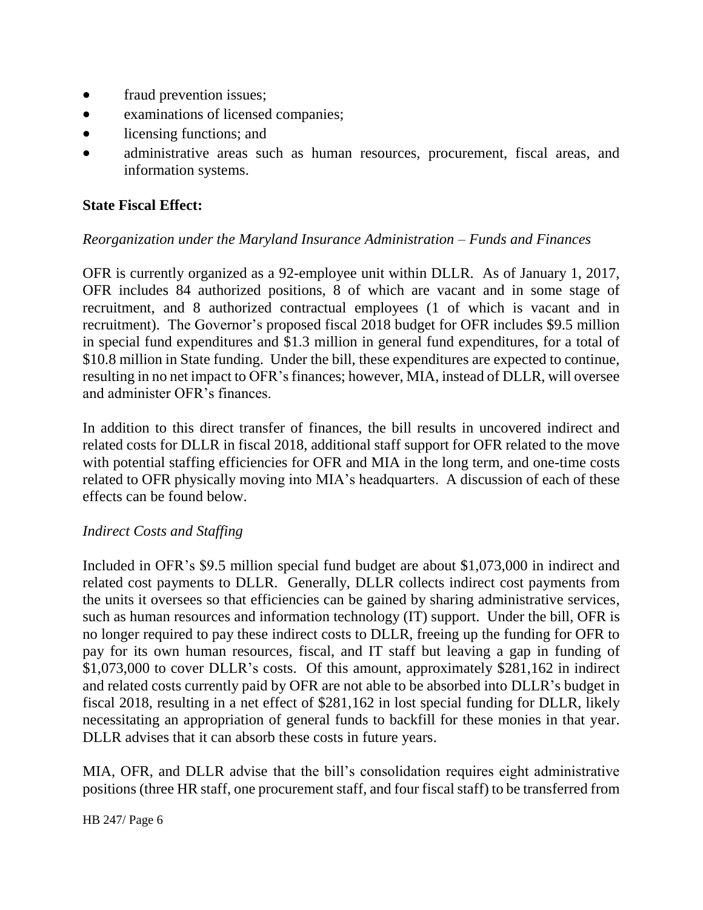- fraud prevention issues;
- examinations of licensed companies;
- licensing functions; and
- administrative areas such as human resources, procurement, fiscal areas, and information systems.

**State Fiscal Effect:**

*Reorganization under the Maryland Insurance Administration – Funds and Finances*

OFR is currently organized as a 92-employee unit within DLLR. As of January 1, 2017, OFR includes 84 authorized positions, 8 of which are vacant and in some stage of recruitment, and 8 authorized contractual employees (1 of which is vacant and in recruitment). The Governor's proposed fiscal 2018 budget for OFR includes $9.5 million in special fund expenditures and $1.3 million in general fund expenditures, for a total of $10.8 million in State funding. Under the bill, these expenditures are expected to continue, resulting in no net impact to OFR's finances; however, MIA, instead of DLLR, will oversee and administer OFR's finances.

In addition to this direct transfer of finances, the bill results in uncovered indirect and related costs for DLLR in fiscal 2018, additional staff support for OFR related to the move with potential staffing efficiencies for OFR and MIA in the long term, and one-time costs related to OFR physically moving into MIA's headquarters. A discussion of each of these effects can be found below.

*Indirect Costs and Staffing*

Included in OFR's $9.5 million special fund budget are about $1,073,000 in indirect and related cost payments to DLLR. Generally, DLLR collects indirect cost payments from the units it oversees so that efficiencies can be gained by sharing administrative services, such as human resources and information technology (IT) support. Under the bill, OFR is no longer required to pay these indirect costs to DLLR, freeing up the funding for OFR to pay for its own human resources, fiscal, and IT staff but leaving a gap in funding of $1,073,000 to cover DLLR's costs. Of this amount, approximately $281,162 in indirect and related costs currently paid by OFR are not able to be absorbed into DLLR's budget in fiscal 2018, resulting in a net effect of $281,162 in lost special funding for DLLR, likely necessitating an appropriation of general funds to backfill for these monies in that year. DLLR advises that it can absorb these costs in future years.

MIA, OFR, and DLLR advise that the bill's consolidation requires eight administrative positions (three HR staff, one procurement staff, and four fiscal staff) to be transferred from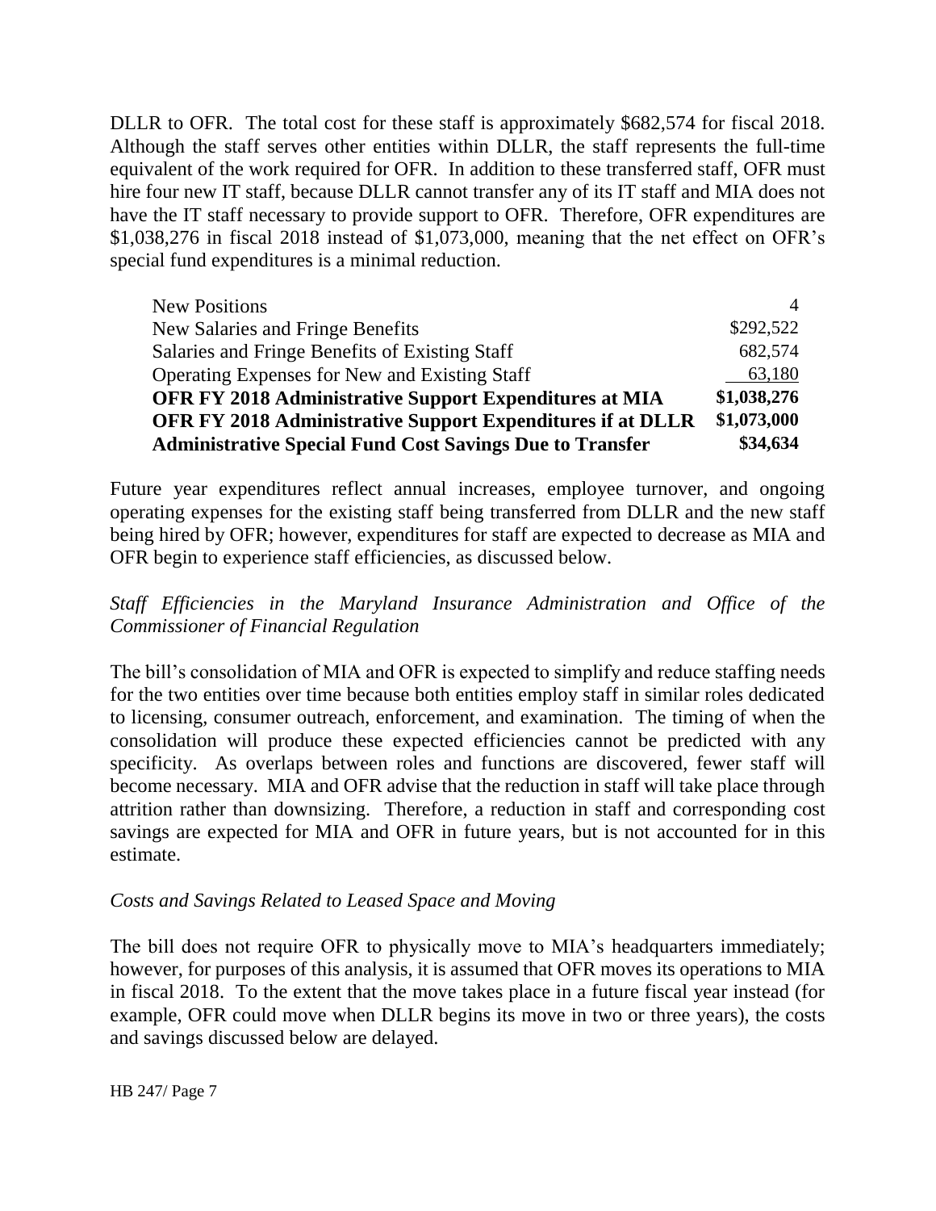DLLR to OFR. The total cost for these staff is approximately $682,574 for fiscal 2018. Although the staff serves other entities within DLLR, the staff represents the full-time equivalent of the work required for OFR. In addition to these transferred staff, OFR must hire four new IT staff, because DLLR cannot transfer any of its IT staff and MIA does not have the IT staff necessary to provide support to OFR. Therefore, OFR expenditures are $1,038,276 in fiscal 2018 instead of $1,073,000, meaning that the net effect on OFR's special fund expenditures is a minimal reduction.

| | |
|---|---:|
| New Positions | 4 |
| New Salaries and Fringe Benefits | $292,522 |
| Salaries and Fringe Benefits of Existing Staff | 682,574 |
| Operating Expenses for New and Existing Staff | 63,180 |
| **OFR FY 2018 Administrative Support Expenditures at MIA** | **$1,038,276** |
| **OFR FY 2018 Administrative Support Expenditures if at DLLR** | **$1,073,000** |
| **Administrative Special Fund Cost Savings Due to Transfer** | **$34,634** |

Future year expenditures reflect annual increases, employee turnover, and ongoing operating expenses for the existing staff being transferred from DLLR and the new staff being hired by OFR; however, expenditures for staff are expected to decrease as MIA and OFR begin to experience staff efficiencies, as discussed below.

*Staff Efficiencies in the Maryland Insurance Administration and Office of the Commissioner of Financial Regulation*

The bill's consolidation of MIA and OFR is expected to simplify and reduce staffing needs for the two entities over time because both entities employ staff in similar roles dedicated to licensing, consumer outreach, enforcement, and examination. The timing of when the consolidation will produce these expected efficiencies cannot be predicted with any specificity. As overlaps between roles and functions are discovered, fewer staff will become necessary. MIA and OFR advise that the reduction in staff will take place through attrition rather than downsizing. Therefore, a reduction in staff and corresponding cost savings are expected for MIA and OFR in future years, but is not accounted for in this estimate.

*Costs and Savings Related to Leased Space and Moving*

The bill does not require OFR to physically move to MIA's headquarters immediately; however, for purposes of this analysis, it is assumed that OFR moves its operations to MIA in fiscal 2018. To the extent that the move takes place in a future fiscal year instead (for example, OFR could move when DLLR begins its move in two or three years), the costs and savings discussed below are delayed.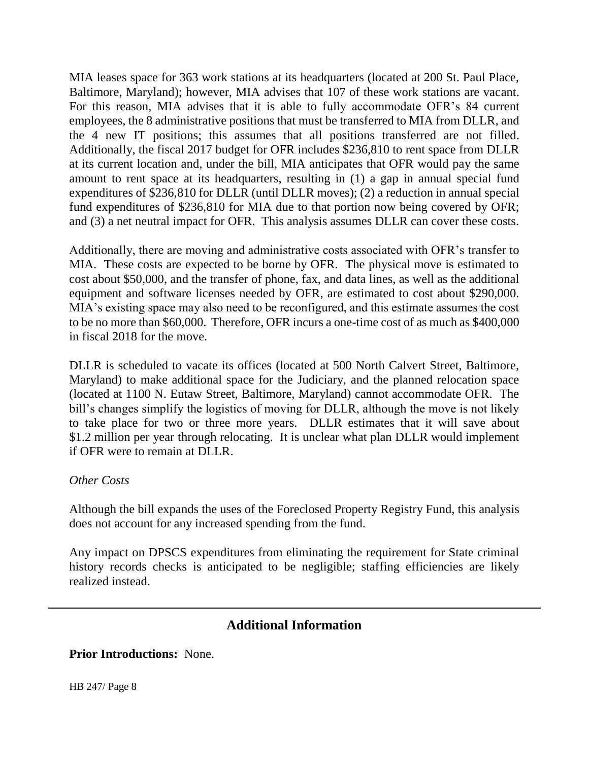MIA leases space for 363 work stations at its headquarters (located at 200 St. Paul Place, Baltimore, Maryland); however, MIA advises that 107 of these work stations are vacant. For this reason, MIA advises that it is able to fully accommodate OFR's 84 current employees, the 8 administrative positions that must be transferred to MIA from DLLR, and the 4 new IT positions; this assumes that all positions transferred are not filled. Additionally, the fiscal 2017 budget for OFR includes $236,810 to rent space from DLLR at its current location and, under the bill, MIA anticipates that OFR would pay the same amount to rent space at its headquarters, resulting in (1) a gap in annual special fund expenditures of $236,810 for DLLR (until DLLR moves); (2) a reduction in annual special fund expenditures of $236,810 for MIA due to that portion now being covered by OFR; and (3) a net neutral impact for OFR. This analysis assumes DLLR can cover these costs.

Additionally, there are moving and administrative costs associated with OFR's transfer to MIA. These costs are expected to be borne by OFR. The physical move is estimated to cost about $50,000, and the transfer of phone, fax, and data lines, as well as the additional equipment and software licenses needed by OFR, are estimated to cost about $290,000. MIA's existing space may also need to be reconfigured, and this estimate assumes the cost to be no more than $60,000. Therefore, OFR incurs a one-time cost of as much as $400,000 in fiscal 2018 for the move.

DLLR is scheduled to vacate its offices (located at 500 North Calvert Street, Baltimore, Maryland) to make additional space for the Judiciary, and the planned relocation space (located at 1100 N. Eutaw Street, Baltimore, Maryland) cannot accommodate OFR. The bill's changes simplify the logistics of moving for DLLR, although the move is not likely to take place for two or three more years. DLLR estimates that it will save about $1.2 million per year through relocating. It is unclear what plan DLLR would implement if OFR were to remain at DLLR.

*Other Costs*

Although the bill expands the uses of the Foreclosed Property Registry Fund, this analysis does not account for any increased spending from the fund.

Any impact on DPSCS expenditures from eliminating the requirement for State criminal history records checks is anticipated to be negligible; staffing efficiencies are likely realized instead.

## Additional Information

**Prior Introductions:** None.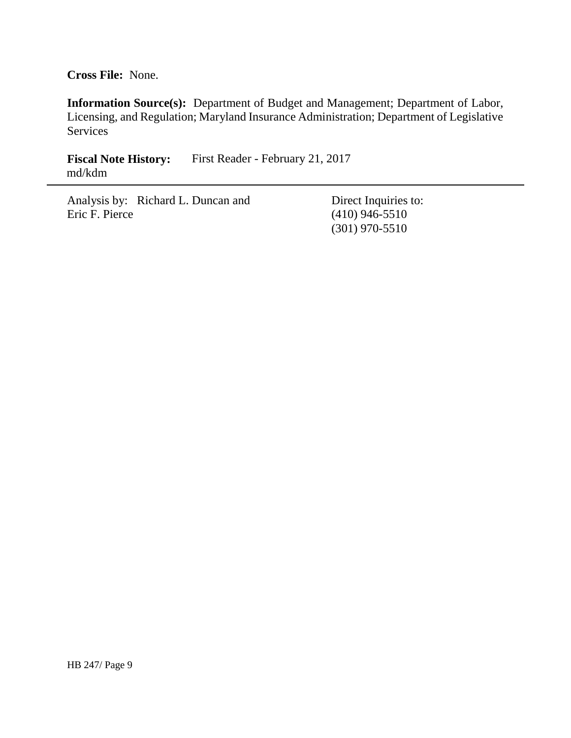**Cross File:** None.

**Information Source(s):** Department of Budget and Management; Department of Labor, Licensing, and Regulation; Maryland Insurance Administration; Department of Legislative Services

**Fiscal Note History:** First Reader - February 21, 2017
md/kdm

---

Analysis by: Richard L. Duncan and Eric F. Pierce

Direct Inquiries to:
(410) 946-5510
(301) 970-5510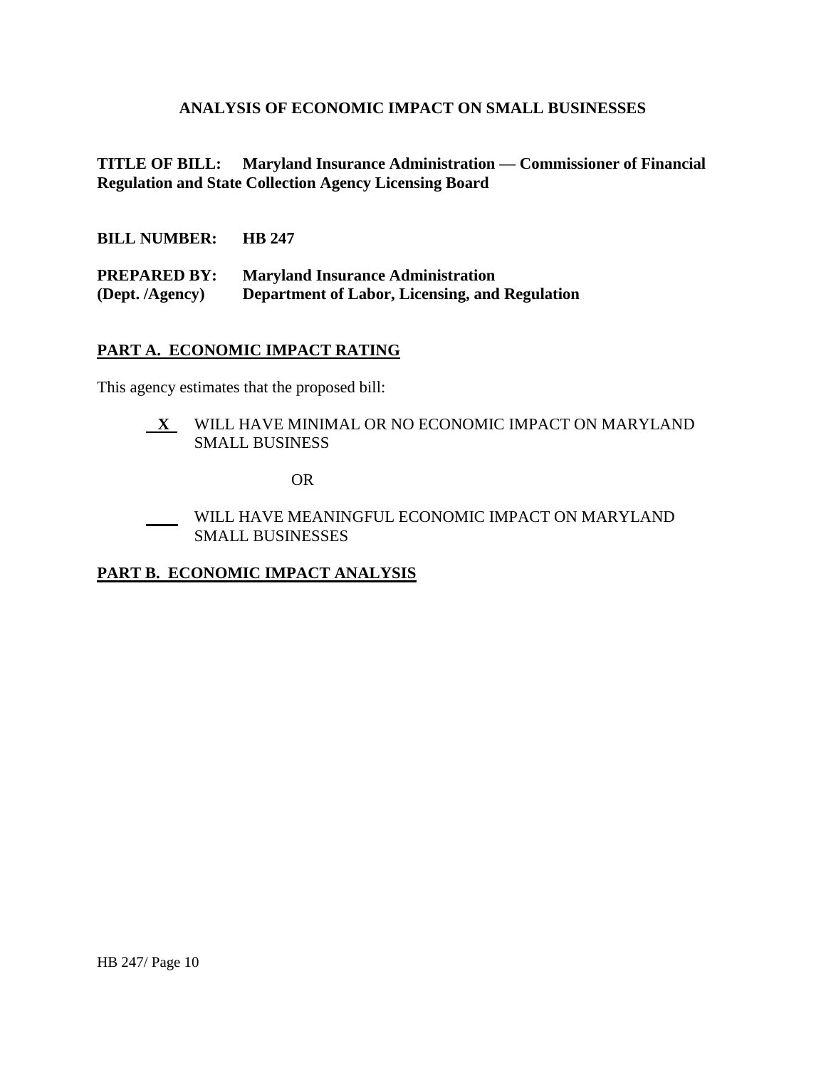**ANALYSIS OF ECONOMIC IMPACT ON SMALL BUSINESSES**

**TITLE OF BILL:** **Maryland Insurance Administration — Commissioner of Financial Regulation and State Collection Agency Licensing Board**

**BILL NUMBER:** **HB 247**

**PREPARED BY:** **Maryland Insurance Administration**
**(Dept. /Agency)** **Department of Labor, Licensing, and Regulation**

## PART A. ECONOMIC IMPACT RATING

This agency estimates that the proposed bill:

**X** WILL HAVE MINIMAL OR NO ECONOMIC IMPACT ON MARYLAND SMALL BUSINESS

OR

____ WILL HAVE MEANINGFUL ECONOMIC IMPACT ON MARYLAND SMALL BUSINESSES

## PART B. ECONOMIC IMPACT ANALYSIS